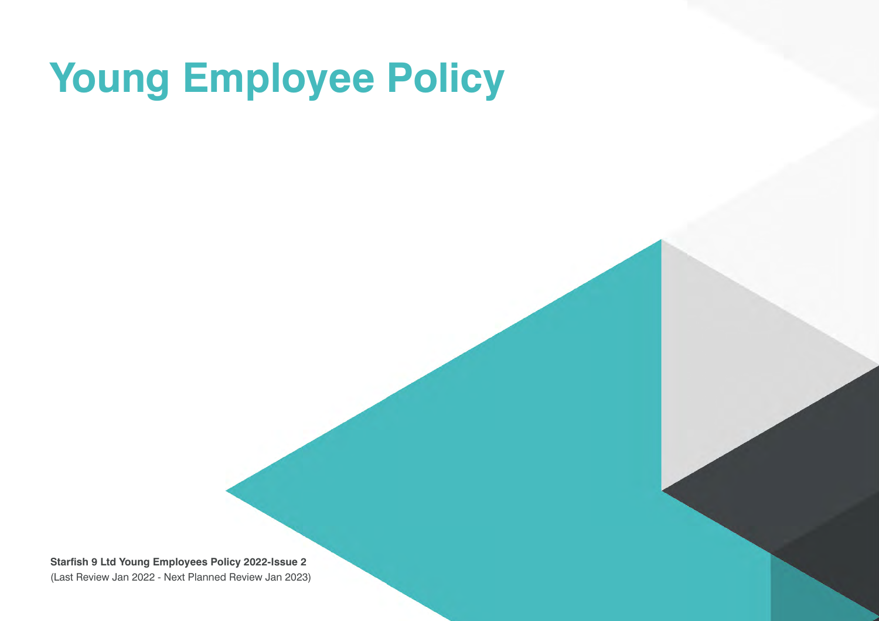# Young Employee Policy

**Starfish 9 Ltd Young Employees Policy 2022-Issue 2**
(Last Review Jan 2022 - Next Planned Review Jan 2023)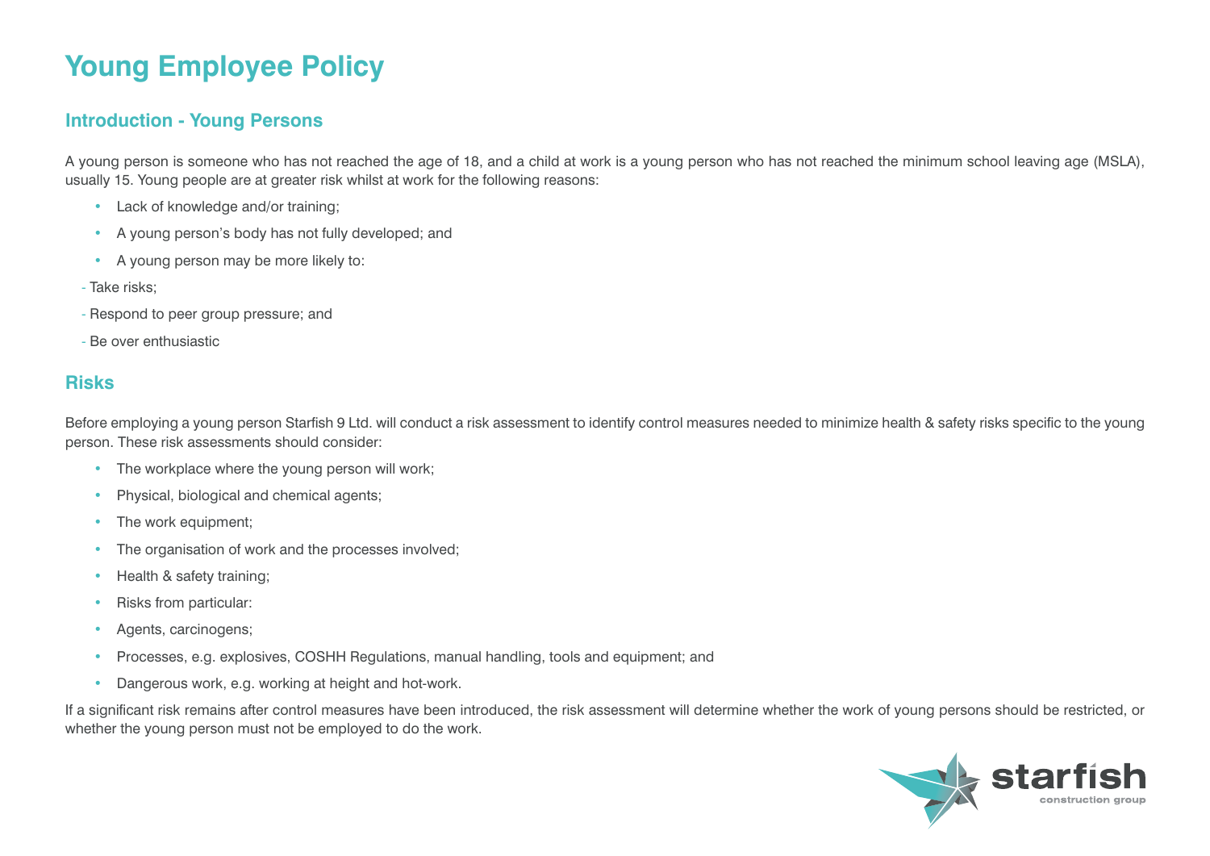# Young Employee Policy

## Introduction - Young Persons

A young person is someone who has not reached the age of 18, and a child at work is a young person who has not reached the minimum school leaving age (MSLA), usually 15. Young people are at greater risk whilst at work for the following reasons:

- Lack of knowledge and/or training;
- A young person's body has not fully developed; and
- A young person may be more likely to:

- Take risks;
- Respond to peer group pressure; and
- Be over enthusiastic

## Risks

Before employing a young person Starfish 9 Ltd. will conduct a risk assessment to identify control measures needed to minimize health & safety risks specific to the young person. These risk assessments should consider:

- The workplace where the young person will work;
- Physical, biological and chemical agents;
- The work equipment;
- The organisation of work and the processes involved;
- Health & safety training;
- Risks from particular:
- Agents, carcinogens;
- Processes, e.g. explosives, COSHH Regulations, manual handling, tools and equipment; and
- Dangerous work, e.g. working at height and hot-work.

If a significant risk remains after control measures have been introduced, the risk assessment will determine whether the work of young persons should be restricted, or whether the young person must not be employed to do the work.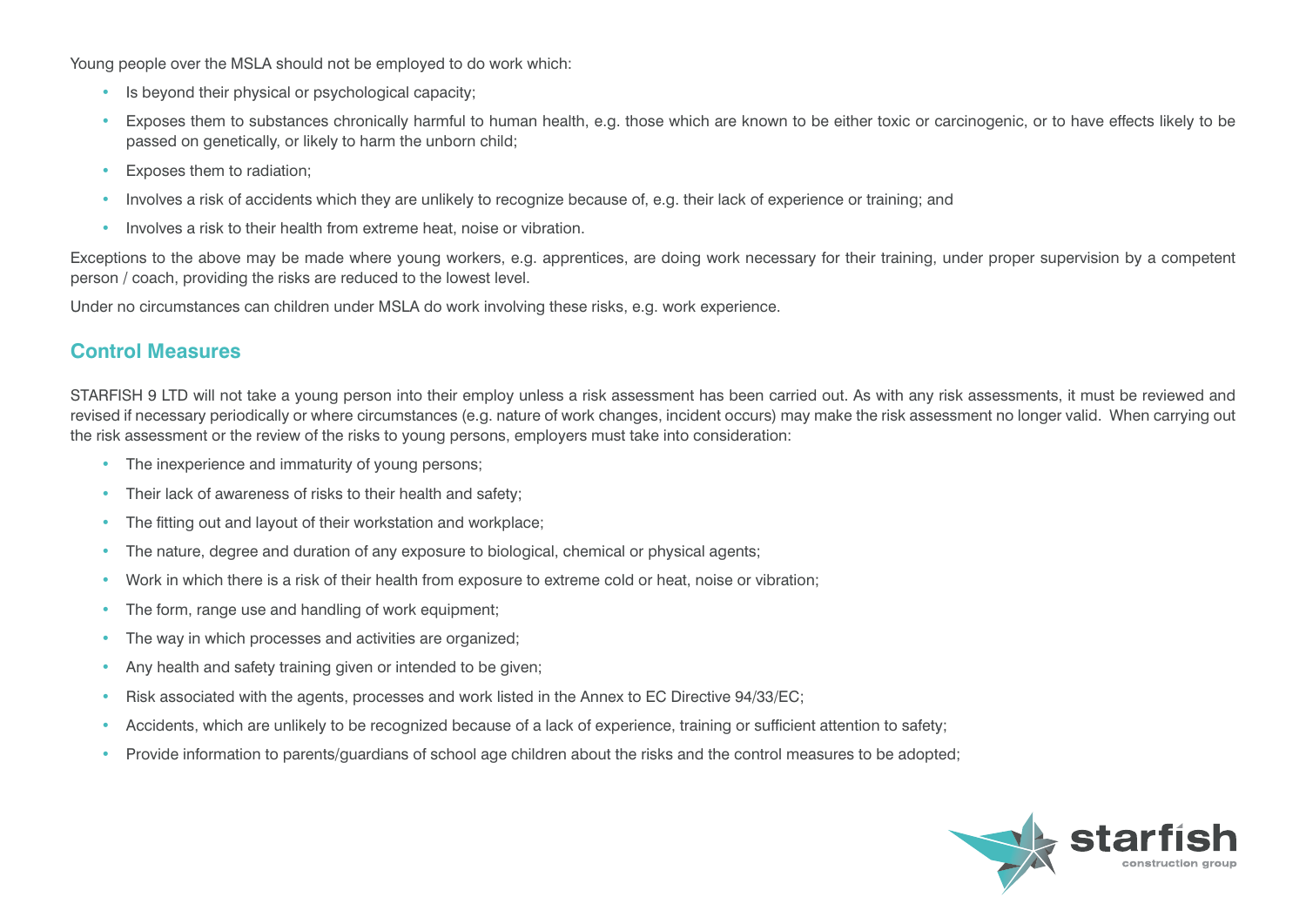Young people over the MSLA should not be employed to do work which:

- Is beyond their physical or psychological capacity;
- Exposes them to substances chronically harmful to human health, e.g. those which are known to be either toxic or carcinogenic, or to have effects likely to be passed on genetically, or likely to harm the unborn child;
- Exposes them to radiation;
- Involves a risk of accidents which they are unlikely to recognize because of, e.g. their lack of experience or training; and
- Involves a risk to their health from extreme heat, noise or vibration.

Exceptions to the above may be made where young workers, e.g. apprentices, are doing work necessary for their training, under proper supervision by a competent person / coach, providing the risks are reduced to the lowest level.

Under no circumstances can children under MSLA do work involving these risks, e.g. work experience.

## Control Measures

STARFISH 9 LTD will not take a young person into their employ unless a risk assessment has been carried out. As with any risk assessments, it must be reviewed and revised if necessary periodically or where circumstances (e.g. nature of work changes, incident occurs) may make the risk assessment no longer valid. When carrying out the risk assessment or the review of the risks to young persons, employers must take into consideration:

- The inexperience and immaturity of young persons;
- Their lack of awareness of risks to their health and safety;
- The fitting out and layout of their workstation and workplace;
- The nature, degree and duration of any exposure to biological, chemical or physical agents;
- Work in which there is a risk of their health from exposure to extreme cold or heat, noise or vibration;
- The form, range use and handling of work equipment;
- The way in which processes and activities are organized;
- Any health and safety training given or intended to be given;
- Risk associated with the agents, processes and work listed in the Annex to EC Directive 94/33/EC;
- Accidents, which are unlikely to be recognized because of a lack of experience, training or sufficient attention to safety;
- Provide information to parents/guardians of school age children about the risks and the control measures to be adopted;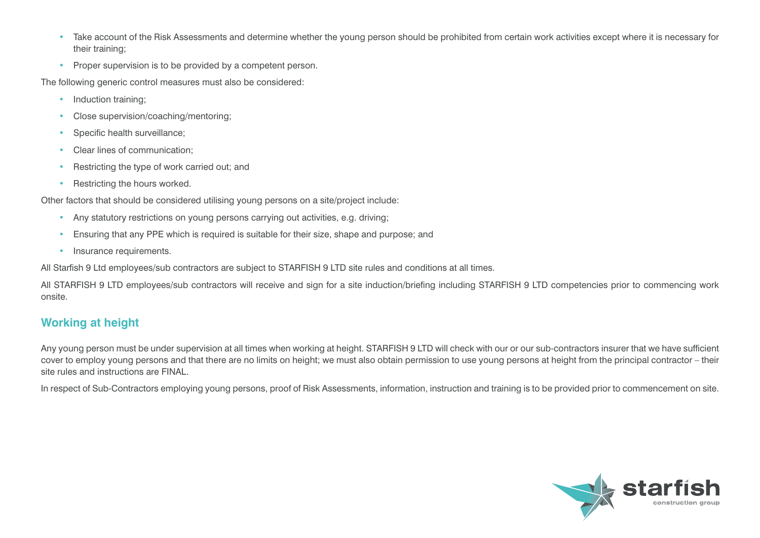- Take account of the Risk Assessments and determine whether the young person should be prohibited from certain work activities except where it is necessary for their training;
- Proper supervision is to be provided by a competent person.

The following generic control measures must also be considered:

- Induction training;
- Close supervision/coaching/mentoring;
- Specific health surveillance;
- Clear lines of communication;
- Restricting the type of work carried out; and
- Restricting the hours worked.

Other factors that should be considered utilising young persons on a site/project include:

- Any statutory restrictions on young persons carrying out activities, e.g. driving;
- Ensuring that any PPE which is required is suitable for their size, shape and purpose; and
- Insurance requirements.

All Starfish 9 Ltd employees/sub contractors are subject to STARFISH 9 LTD site rules and conditions at all times.

All STARFISH 9 LTD employees/sub contractors will receive and sign for a site induction/briefing including STARFISH 9 LTD competencies prior to commencing work onsite.

## Working at height

Any young person must be under supervision at all times when working at height. STARFISH 9 LTD will check with our or our sub-contractors insurer that we have sufficient cover to employ young persons and that there are no limits on height; we must also obtain permission to use young persons at height from the principal contractor – their site rules and instructions are FINAL.

In respect of Sub-Contractors employing young persons, proof of Risk Assessments, information, instruction and training is to be provided prior to commencement on site.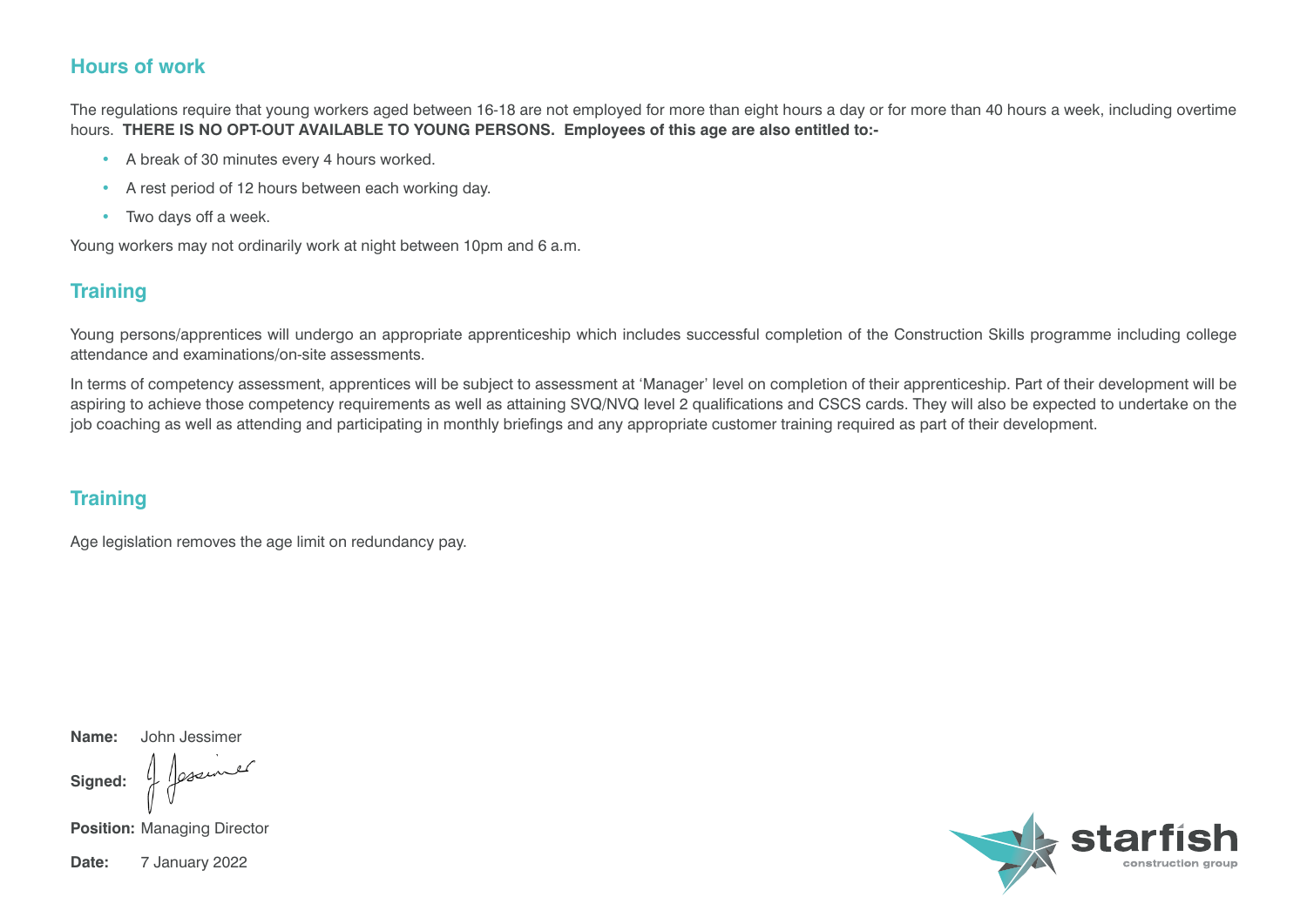## Hours of work

The regulations require that young workers aged between 16-18 are not employed for more than eight hours a day or for more than 40 hours a week, including overtime hours. **THERE IS NO OPT-OUT AVAILABLE TO YOUNG PERSONS. Employees of this age are also entitled to:-**

- A break of 30 minutes every 4 hours worked.
- A rest period of 12 hours between each working day.
- Two days off a week.

Young workers may not ordinarily work at night between 10pm and 6 a.m.

## Training

Young persons/apprentices will undergo an appropriate apprenticeship which includes successful completion of the Construction Skills programme including college attendance and examinations/on-site assessments.

In terms of competency assessment, apprentices will be subject to assessment at 'Manager' level on completion of their apprenticeship. Part of their development will be aspiring to achieve those competency requirements as well as attaining SVQ/NVQ level 2 qualifications and CSCS cards. They will also be expected to undertake on the job coaching as well as attending and participating in monthly briefings and any appropriate customer training required as part of their development.

## Training

Age legislation removes the age limit on redundancy pay.

**Name:** John Jessimer

**Signed:** J Jessimer

**Position:** Managing Director

**Date:** 7 January 2022

starfish
construction group